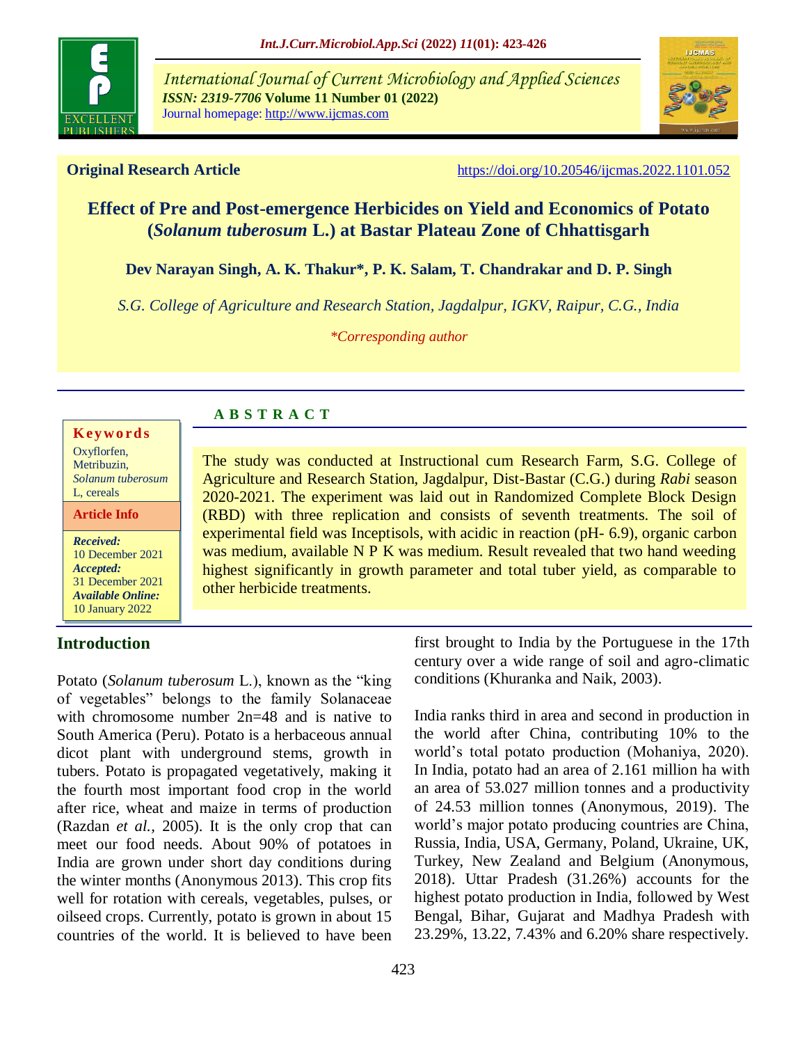**Original Research Article** https://doi.org/10.20546/ijcmas.2022.1101.052

# Effect of Pre and Post-emergence Herbicides on Yield and Economics of Potato (*Solanum tuberosum* L.) at Bastar Plateau Zone of Chhattisgarh

**Dev Narayan Singh, A. K. Thakur\*, P. K. Salam, T. Chandrakar and D. P. Singh**

*S.G. College of Agriculture and Research Station, Jagdalpur, IGKV, Raipur, C.G., India*

*\*Corresponding author*

**Keywords**

Oxyflorfen, Metribuzin, *Solanum tuberosum* L, cereals

**Article Info**

***Received:*** 10 December 2021
***Accepted:*** 31 December 2021
***Available Online:*** 10 January 2022

## A B S T R A C T

The study was conducted at Instructional cum Research Farm, S.G. College of Agriculture and Research Station, Jagdalpur, Dist-Bastar (C.G.) during *Rabi* season 2020-2021. The experiment was laid out in Randomized Complete Block Design (RBD) with three replication and consists of seventh treatments. The soil of experimental field was Inceptisols, with acidic in reaction (pH- 6.9), organic carbon was medium, available N P K was medium. Result revealed that two hand weeding highest significantly in growth parameter and total tuber yield, as comparable to other herbicide treatments.

## Introduction

Potato (*Solanum tuberosum* L.), known as the "king of vegetables" belongs to the family Solanaceae with chromosome number 2n=48 and is native to South America (Peru). Potato is a herbaceous annual dicot plant with underground stems, growth in tubers. Potato is propagated vegetatively, making it the fourth most important food crop in the world after rice, wheat and maize in terms of production (Razdan *et al.,* 2005). It is the only crop that can meet our food needs. About 90% of potatoes in India are grown under short day conditions during the winter months (Anonymous 2013). This crop fits well for rotation with cereals, vegetables, pulses, or oilseed crops. Currently, potato is grown in about 15 countries of the world. It is believed to have been first brought to India by the Portuguese in the 17th century over a wide range of soil and agro-climatic conditions (Khuranka and Naik, 2003).

India ranks third in area and second in production in the world after China, contributing 10% to the world's total potato production (Mohaniya, 2020). In India, potato had an area of 2.161 million ha with an area of 53.027 million tonnes and a productivity of 24.53 million tonnes (Anonymous, 2019). The world's major potato producing countries are China, Russia, India, USA, Germany, Poland, Ukraine, UK, Turkey, New Zealand and Belgium (Anonymous, 2018). Uttar Pradesh (31.26%) accounts for the highest potato production in India, followed by West Bengal, Bihar, Gujarat and Madhya Pradesh with 23.29%, 13.22, 7.43% and 6.20% share respectively.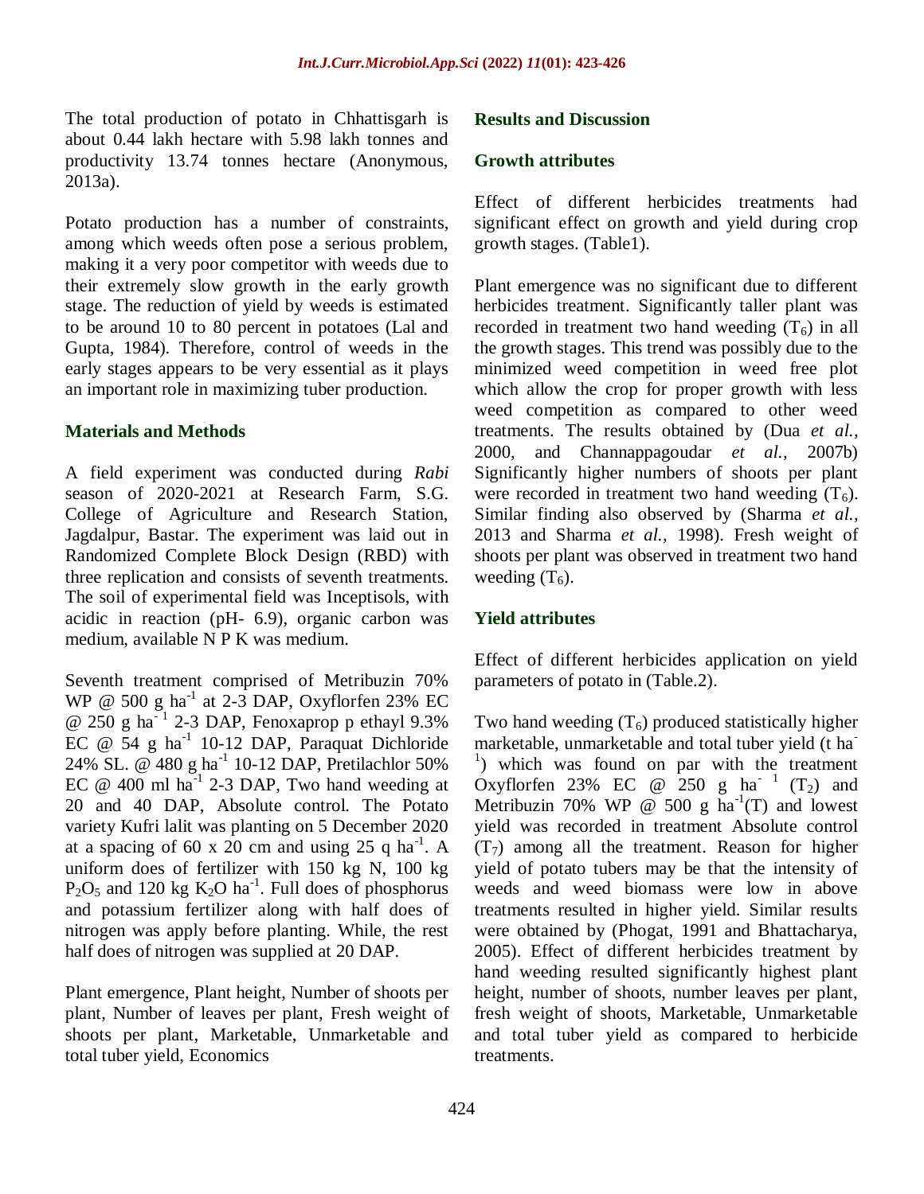The total production of potato in Chhattisgarh is about 0.44 lakh hectare with 5.98 lakh tonnes and productivity 13.74 tonnes hectare (Anonymous, 2013a).

Potato production has a number of constraints, among which weeds often pose a serious problem, making it a very poor competitor with weeds due to their extremely slow growth in the early growth stage. The reduction of yield by weeds is estimated to be around 10 to 80 percent in potatoes (Lal and Gupta, 1984). Therefore, control of weeds in the early stages appears to be very essential as it plays an important role in maximizing tuber production.

## Materials and Methods

A field experiment was conducted during *Rabi* season of 2020-2021 at Research Farm, S.G. College of Agriculture and Research Station, Jagdalpur, Bastar. The experiment was laid out in Randomized Complete Block Design (RBD) with three replication and consists of seventh treatments. The soil of experimental field was Inceptisols, with acidic in reaction (pH- 6.9), organic carbon was medium, available N P K was medium.

Seventh treatment comprised of Metribuzin 70% WP @ 500 g $ha^{-1}$ at 2-3 DAP, Oxyflorfen 23% EC @ 250 g $ha^{-1}$ 2-3 DAP, Fenoxaprop p ethayl 9.3% EC @ 54 g $ha^{-1}$ 10-12 DAP, Paraquat Dichloride 24% SL. @ 480 g $ha^{-1}$ 10-12 DAP, Pretilachlor 50% EC @ 400 ml $ha^{-1}$ 2-3 DAP, Two hand weeding at 20 and 40 DAP, Absolute control. The Potato variety Kufri lalit was planting on 5 December 2020 at a spacing of 60 x 20 cm and using 25 q $ha^{-1}$. A uniform does of fertilizer with 150 kg N, 100 kg $P_2O_5$ and 120 kg $K_2O$ $ha^{-1}$. Full does of phosphorus and potassium fertilizer along with half does of nitrogen was apply before planting. While, the rest half does of nitrogen was supplied at 20 DAP.

Plant emergence, Plant height, Number of shoots per plant, Number of leaves per plant, Fresh weight of shoots per plant, Marketable, Unmarketable and total tuber yield, Economics

## Results and Discussion

### Growth attributes

Effect of different herbicides treatments had significant effect on growth and yield during crop growth stages. (Table1).

Plant emergence was no significant due to different herbicides treatment. Significantly taller plant was recorded in treatment two hand weeding ($T_6$) in all the growth stages. This trend was possibly due to the minimized weed competition in weed free plot which allow the crop for proper growth with less weed competition as compared to other weed treatments. The results obtained by (Dua *et al.,* 2000, and Channappagoudar *et al.,* 2007b) Significantly higher numbers of shoots per plant were recorded in treatment two hand weeding ($T_6$). Similar finding also observed by (Sharma *et al.,* 2013 and Sharma *et al.,* 1998). Fresh weight of shoots per plant was observed in treatment two hand weeding ($T_6$).

### Yield attributes

Effect of different herbicides application on yield parameters of potato in (Table.2).

Two hand weeding ($T_6$) produced statistically higher marketable, unmarketable and total tuber yield (t $ha^{-1}$) which was found on par with the treatment Oxyflorfen 23% EC @ 250 g $ha^{-1}$ ($T_2$) and Metribuzin 70% WP @ 500 g $ha^{-1}$(T) and lowest yield was recorded in treatment Absolute control ($T_7$) among all the treatment. Reason for higher yield of potato tubers may be that the intensity of weeds and weed biomass were low in above treatments resulted in higher yield. Similar results were obtained by (Phogat, 1991 and Bhattacharya, 2005). Effect of different herbicides treatment by hand weeding resulted significantly highest plant height, number of shoots, number leaves per plant, fresh weight of shoots, Marketable, Unmarketable and total tuber yield as compared to herbicide treatments.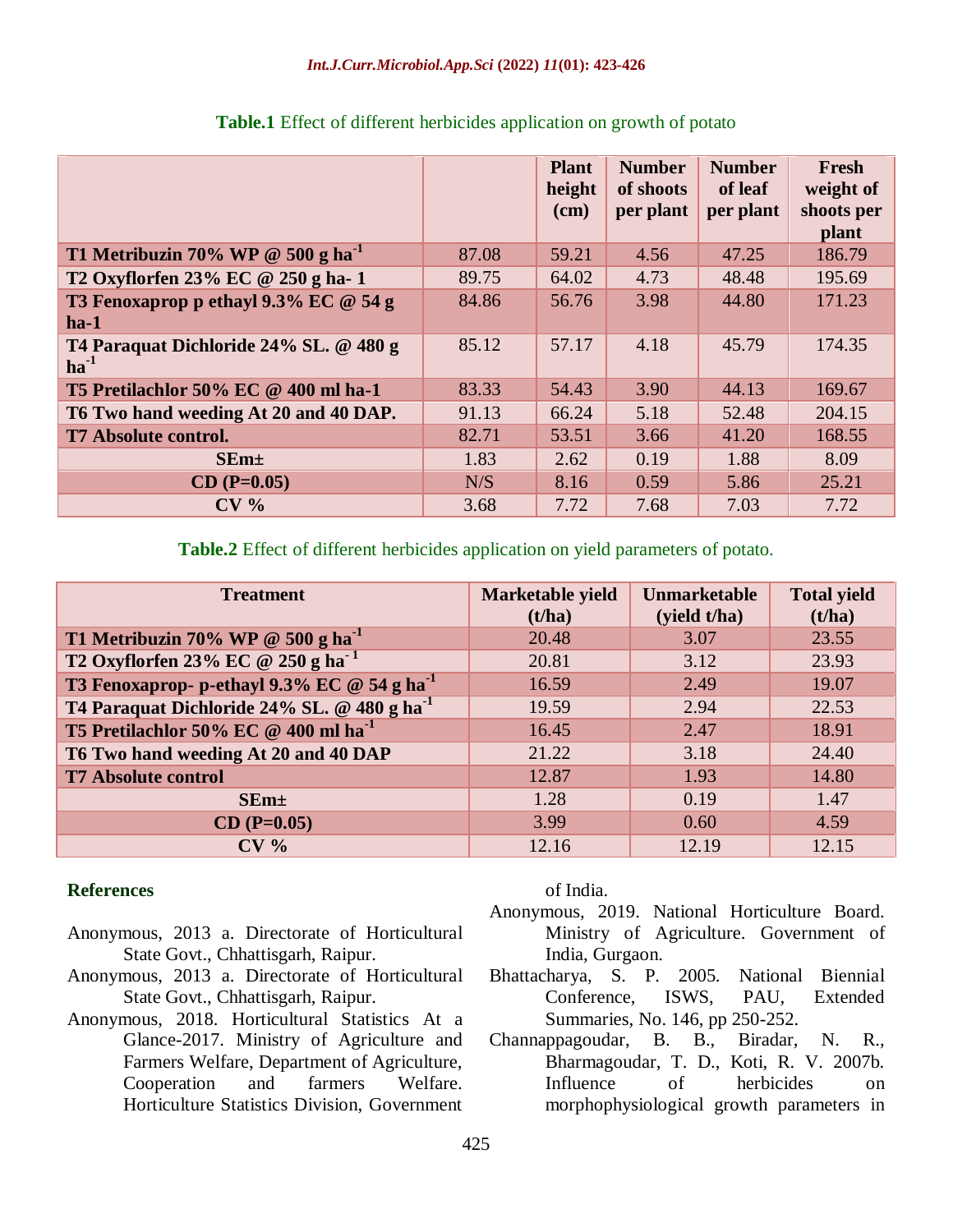**Table.1** Effect of different herbicides application on growth of potato

| | | Plant height (cm) | Number of shoots per plant | Number of leaf per plant | Fresh weight of shoots per plant |
|---|---|---|---|---|---|
| **T1 Metribuzin 70% WP @ 500 g ha$^{-1}$** | 87.08 | 59.21 | 4.56 | 47.25 | 186.79 |
| **T2 Oxyflorfen 23% EC @ 250 g ha- 1** | 89.75 | 64.02 | 4.73 | 48.48 | 195.69 |
| **T3 Fenoxaprop p ethayl 9.3% EC @ 54 g ha-1** | 84.86 | 56.76 | 3.98 | 44.80 | 171.23 |
| **T4 Paraquat Dichloride 24% SL. @ 480 g ha$^{-1}$** | 85.12 | 57.17 | 4.18 | 45.79 | 174.35 |
| **T5 Pretilachlor 50% EC @ 400 ml ha-1** | 83.33 | 54.43 | 3.90 | 44.13 | 169.67 |
| **T6 Two hand weeding At 20 and 40 DAP.** | 91.13 | 66.24 | 5.18 | 52.48 | 204.15 |
| **T7 Absolute control.** | 82.71 | 53.51 | 3.66 | 41.20 | 168.55 |
| **SEm±** | 1.83 | 2.62 | 0.19 | 1.88 | 8.09 |
| **CD (P=0.05)** | N/S | 8.16 | 0.59 | 5.86 | 25.21 |
| **CV %** | 3.68 | 7.72 | 7.68 | 7.03 | 7.72 |

**Table.2** Effect of different herbicides application on yield parameters of potato.

| Treatment | Marketable yield (t/ha) | Unmarketable (yield t/ha) | Total yield (t/ha) |
|---|---|---|---|
| **T1 Metribuzin 70% WP @ 500 g ha$^{-1}$** | 20.48 | 3.07 | 23.55 |
| **T2 Oxyflorfen 23% EC @ 250 g ha$^{-1}$** | 20.81 | 3.12 | 23.93 |
| **T3 Fenoxaprop- p-ethayl 9.3% EC @ 54 g ha$^{-1}$** | 16.59 | 2.49 | 19.07 |
| **T4 Paraquat Dichloride 24% SL. @ 480 g ha$^{-1}$** | 19.59 | 2.94 | 22.53 |
| **T5 Pretilachlor 50% EC @ 400 ml ha$^{-1}$** | 16.45 | 2.47 | 18.91 |
| **T6 Two hand weeding At 20 and 40 DAP** | 21.22 | 3.18 | 24.40 |
| **T7 Absolute control** | 12.87 | 1.93 | 14.80 |
| **SEm±** | 1.28 | 0.19 | 1.47 |
| **CD (P=0.05)** | 3.99 | 0.60 | 4.59 |
| **CV %** | 12.16 | 12.19 | 12.15 |

## References

Anonymous, 2013 a. Directorate of Horticultural State Govt., Chhattisgarh, Raipur.

Anonymous, 2013 a. Directorate of Horticultural State Govt., Chhattisgarh, Raipur.

Anonymous, 2018. Horticultural Statistics At a Glance-2017. Ministry of Agriculture and Farmers Welfare, Department of Agriculture, Cooperation and farmers Welfare. Horticulture Statistics Division, Government of India.

Anonymous, 2019. National Horticulture Board. Ministry of Agriculture. Government of India, Gurgaon.

Bhattacharya, S. P. 2005. National Biennial Conference, ISWS, PAU, Extended Summaries, No. 146, pp 250-252.

Channappagoudar, B. B., Biradar, N. R., Bharmagoudar, T. D., Koti, R. V. 2007b. Influence of herbicides on morphophysiological growth parameters in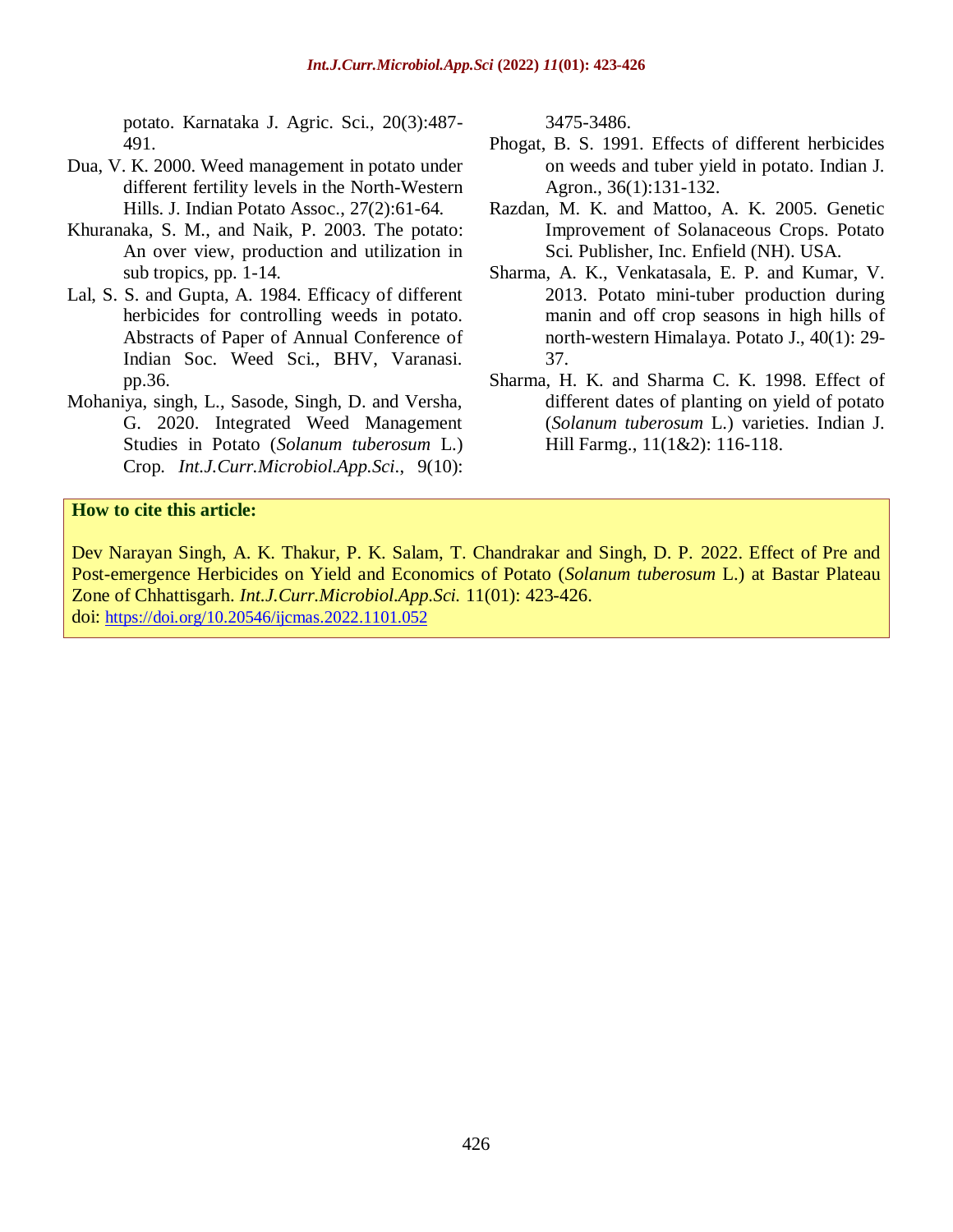potato. Karnataka J. Agric. Sci., 20(3):487-491.

Dua, V. K. 2000. Weed management in potato under different fertility levels in the North-Western Hills. J. Indian Potato Assoc., 27(2):61-64.

Khuranaka, S. M., and Naik, P. 2003. The potato: An over view, production and utilization in sub tropics, pp. 1-14.

Lal, S. S. and Gupta, A. 1984. Efficacy of different herbicides for controlling weeds in potato. Abstracts of Paper of Annual Conference of Indian Soc. Weed Sci., BHV, Varanasi. pp.36.

Mohaniya, singh, L., Sasode, Singh, D. and Versha, G. 2020. Integrated Weed Management Studies in Potato (*Solanum tuberosum* L.) Crop. *Int.J.Curr.Microbiol.App.Sci*., 9(10): 3475-3486.

Phogat, B. S. 1991. Effects of different herbicides on weeds and tuber yield in potato. Indian J. Agron., 36(1):131-132.

Razdan, M. K. and Mattoo, A. K. 2005. Genetic Improvement of Solanaceous Crops. Potato Sci. Publisher, Inc. Enfield (NH). USA.

Sharma, A. K., Venkatasala, E. P. and Kumar, V. 2013. Potato mini-tuber production during manin and off crop seasons in high hills of north-western Himalaya. Potato J., 40(1): 29-37.

Sharma, H. K. and Sharma C. K. 1998. Effect of different dates of planting on yield of potato (*Solanum tuberosum* L.) varieties. Indian J. Hill Farmg., 11(1&2): 116-118.

**How to cite this article:**

Dev Narayan Singh, A. K. Thakur, P. K. Salam, T. Chandrakar and Singh, D. P. 2022. Effect of Pre and Post-emergence Herbicides on Yield and Economics of Potato (*Solanum tuberosum* L.) at Bastar Plateau Zone of Chhattisgarh. *Int.J.Curr.Microbiol.App.Sci.* 11(01): 423-426.
doi: https://doi.org/10.20546/ijcmas.2022.1101.052